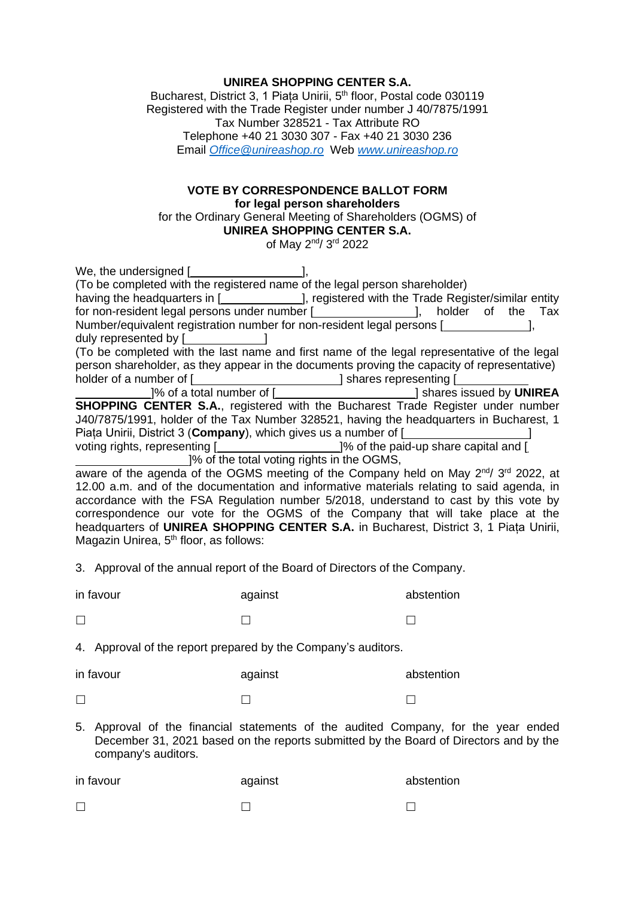**UNIREA SHOPPING CENTER S.A.**

Bucharest, District 3, 1 Piața Unirii, 5th floor, Postal code 030119
Registered with the Trade Register under number J 40/7875/1991
Tax Number 328521 - Tax Attribute RO
Telephone +40 21 3030 307 - Fax +40 21 3030 236
Email *Office@unireashop.ro* Web *www.unireashop.ro*

**VOTE BY CORRESPONDENCE BALLOT FORM**
**for legal person shareholders**
for the Ordinary General Meeting of Shareholders (OGMS) of
**UNIREA SHOPPING CENTER S.A.**
of May 2nd/ 3rd 2022

We, the undersigned [\_\_\_\_\_\_\_\_\_\_\_\_\_\_\_\_\_\_],
(To be completed with the registered name of the legal person shareholder)
having the headquarters in [\_\_\_\_\_\_\_\_\_\_\_\_\_\_], registered with the Trade Register/similar entity for non-resident legal persons under number [\_\_\_\_\_\_\_\_\_\_\_\_\_\_\_\_\_], holder of the Tax Number/equivalent registration number for non-resident legal persons [\_\_\_\_\_\_\_\_\_\_\_\_\_\_\_],
duly represented by [\_\_\_\_\_\_\_\_\_\_\_\_\_\_]
(To be completed with the last name and first name of the legal representative of the legal person shareholder, as they appear in the documents proving the capacity of representative)
holder of a number of [\_\_\_\_\_\_\_\_\_\_\_\_\_\_\_\_\_\_\_\_\_\_\_\_\_\_] shares representing [\_\_\_\_\_\_\_\_\_\_\_\_\_\_\_\_\_\_\_\_\_\_\_\_\_\_\_\_]% of a total number of [\_\_\_\_\_\_\_\_\_\_\_\_\_\_\_\_\_\_\_\_\_\_\_\_\_\_] shares issued by **UNIREA SHOPPING CENTER S.A.**, registered with the Bucharest Trade Register under number J40/7875/1991, holder of the Tax Number 328521, having the headquarters in Bucharest, 1 Piața Unirii, District 3 (**Company**), which gives us a number of [\_\_\_\_\_\_\_\_\_\_\_\_\_\_\_\_\_\_\_\_\_\_\_] voting rights, representing [\_\_\_\_\_\_\_\_\_\_\_\_\_\_\_\_\_\_\_\_\_\_]% of the paid-up share capital and [\_\_\_\_\_\_\_\_\_\_\_\_\_\_\_\_\_\_\_\_\_\_]% of the total voting rights in the OGMS,
aware of the agenda of the OGMS meeting of the Company held on May 2nd/ 3rd 2022, at 12.00 a.m. and of the documentation and informative materials relating to said agenda, in accordance with the FSA Regulation number 5/2018, understand to cast by this vote by correspondence our vote for the OGMS of the Company that will take place at the headquarters of **UNIREA SHOPPING CENTER S.A.** in Bucharest, District 3, 1 Piața Unirii, Magazin Unirea, 5th floor, as follows:

3. Approval of the annual report of the Board of Directors of the Company.

| in favour | against | abstention |
|---|---|---|
| ☐ | ☐ | ☐ |

4. Approval of the report prepared by the Company's auditors.

| in favour | against | abstention |
|---|---|---|
| ☐ | ☐ | ☐ |

5. Approval of the financial statements of the audited Company, for the year ended December 31, 2021 based on the reports submitted by the Board of Directors and by the company's auditors.

| in favour | against | abstention |
|---|---|---|
| ☐ | ☐ | ☐ |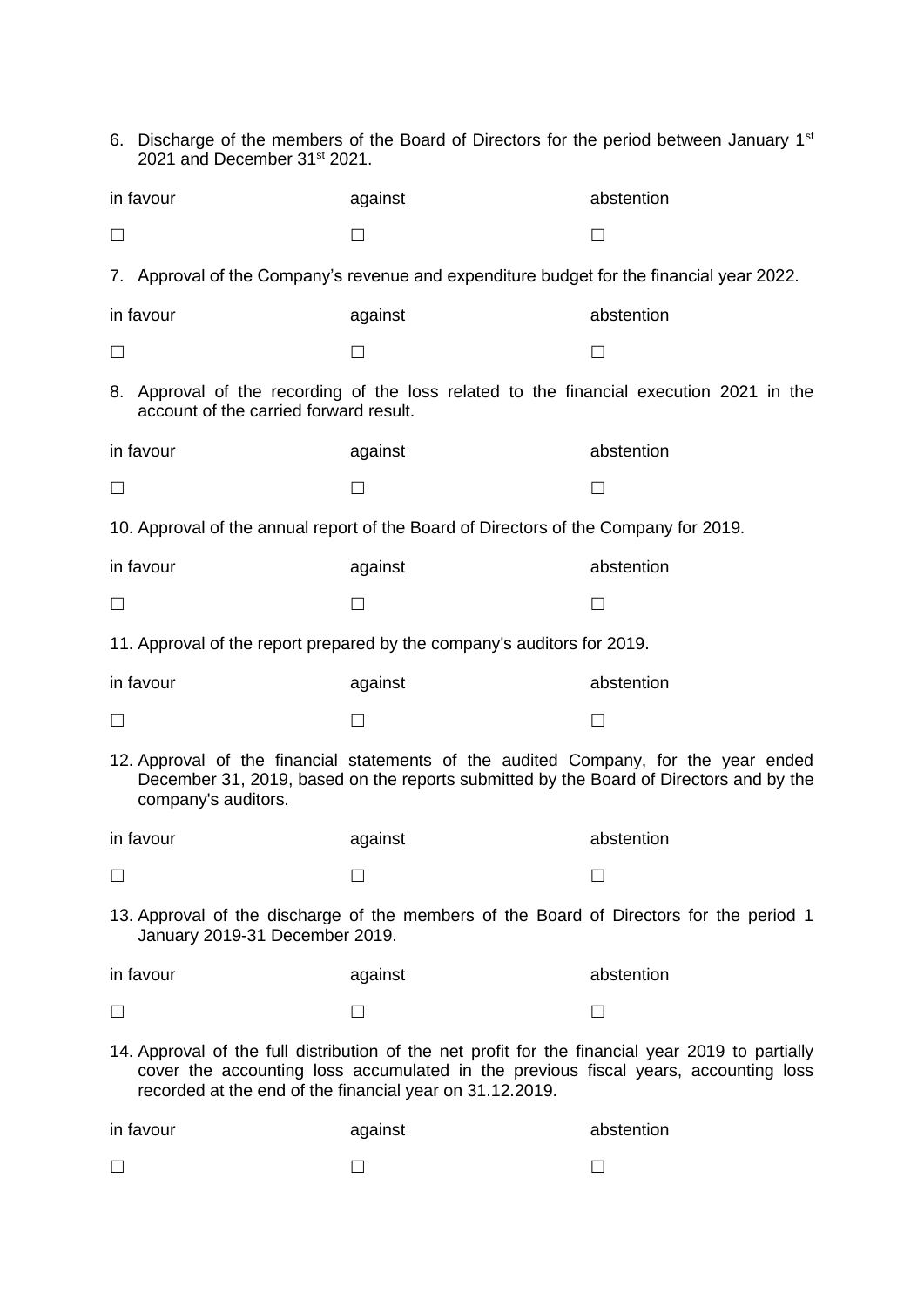6. Discharge of the members of the Board of Directors for the period between January 1st 2021 and December 31st 2021.

| in favour | against | abstention |
|---|---|---|
| ☐ | ☐ | ☐ |

7. Approval of the Company's revenue and expenditure budget for the financial year 2022.

| in favour | against | abstention |
|---|---|---|
| ☐ | ☐ | ☐ |

8. Approval of the recording of the loss related to the financial execution 2021 in the account of the carried forward result.

| in favour | against | abstention |
|---|---|---|
| ☐ | ☐ | ☐ |

10. Approval of the annual report of the Board of Directors of the Company for 2019.

| in favour | against | abstention |
|---|---|---|
| ☐ | ☐ | ☐ |

11. Approval of the report prepared by the company's auditors for 2019.

| in favour | against | abstention |
|---|---|---|
| ☐ | ☐ | ☐ |

12. Approval of the financial statements of the audited Company, for the year ended December 31, 2019, based on the reports submitted by the Board of Directors and by the company's auditors.

| in favour | against | abstention |
|---|---|---|
| ☐ | ☐ | ☐ |

13. Approval of the discharge of the members of the Board of Directors for the period 1 January 2019-31 December 2019.

| in favour | against | abstention |
|---|---|---|
| ☐ | ☐ | ☐ |

14. Approval of the full distribution of the net profit for the financial year 2019 to partially cover the accounting loss accumulated in the previous fiscal years, accounting loss recorded at the end of the financial year on 31.12.2019.

| in favour | against | abstention |
|---|---|---|
| ☐ | ☐ | ☐ |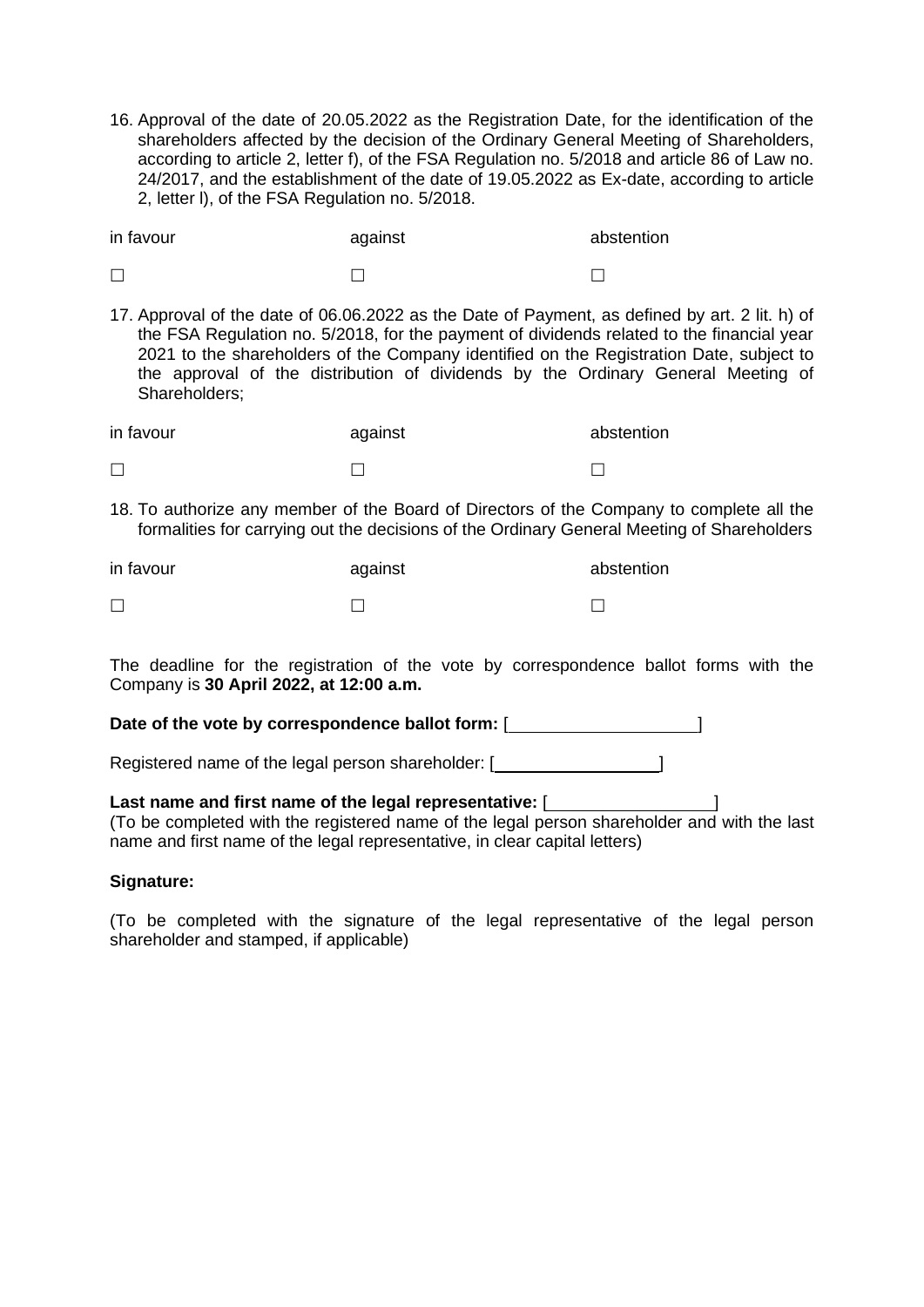16. Approval of the date of 20.05.2022 as the Registration Date, for the identification of the shareholders affected by the decision of the Ordinary General Meeting of Shareholders, according to article 2, letter f), of the FSA Regulation no. 5/2018 and article 86 of Law no. 24/2017, and the establishment of the date of 19.05.2022 as Ex-date, according to article 2, letter l), of the FSA Regulation no. 5/2018.

| in favour | against | abstention |
| --- | --- | --- |
| ☐ | ☐ | ☐ |

17. Approval of the date of 06.06.2022 as the Date of Payment, as defined by art. 2 lit. h) of the FSA Regulation no. 5/2018, for the payment of dividends related to the financial year 2021 to the shareholders of the Company identified on the Registration Date, subject to the approval of the distribution of dividends by the Ordinary General Meeting of Shareholders;

| in favour | against | abstention |
| --- | --- | --- |
| ☐ | ☐ | ☐ |

18. To authorize any member of the Board of Directors of the Company to complete all the formalities for carrying out the decisions of the Ordinary General Meeting of Shareholders

| in favour | against | abstention |
| --- | --- | --- |
| ☐ | ☐ | ☐ |

The deadline for the registration of the vote by correspondence ballot forms with the Company is **30 April 2022, at 12:00 a.m.**

**Date of the vote by correspondence ballot form:** [ ]

Registered name of the legal person shareholder: [ ]

**Last name and first name of the legal representative:** [ ]
(To be completed with the registered name of the legal person shareholder and with the last name and first name of the legal representative, in clear capital letters)

**Signature:**

(To be completed with the signature of the legal representative of the legal person shareholder and stamped, if applicable)